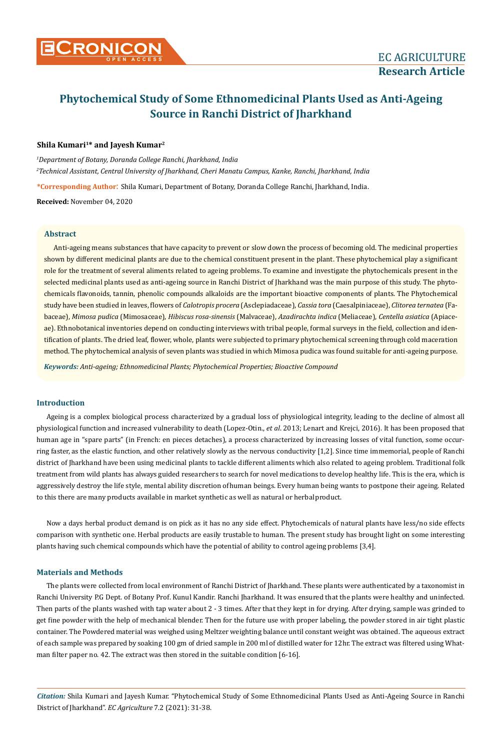# Phytochemical Study of Some Ethnomedicinal Plants Used as Anti-Ageing Source in Ranchi District of Jharkhand

**Shila Kumari[1]* and Jayesh Kumar[2]**

*[1]Department of Botany, Doranda College Ranchi, Jharkhand, India*

*[2]Technical Assistant, Central University of Jharkhand, Cheri Manatu Campus, Kanke, Ranchi, Jharkhand, India*

***Corresponding Author**: Shila Kumari, Department of Botany, Doranda College Ranchi, Jharkhand, India.

**Received:** November 04, 2020

## Abstract

Anti-ageing means substances that have capacity to prevent or slow down the process of becoming old. The medicinal properties shown by different medicinal plants are due to the chemical constituent present in the plant. These phytochemical play a significant role for the treatment of several aliments related to ageing problems. To examine and investigate the phytochemicals present in the selected medicinal plants used as anti-ageing source in Ranchi District of Jharkhand was the main purpose of this study. The phytochemicals flavonoids, tannin, phenolic compounds alkaloids are the important bioactive components of plants. The Phytochemical study have been studied in leaves, flowers of *Calotropis procera* (Asclepiadaceae), *Cassia tora* (Caesalpiniaceae), *Clitorea ternatea* (Fabaceae), *Mimosa pudica* (Mimosaceae), *Hibiscus rosa-sinensis* (Malvaceae), *Azadirachta indica* (Meliaceae), *Centella asiatica* (Apiaceae). Ethnobotanical inventories depend on conducting interviews with tribal people, formal surveys in the field, collection and identification of plants. The dried leaf, flower, whole, plants were subjected to primary phytochemical screening through cold maceration method. The phytochemical analysis of seven plants was studied in which Mimosa pudica was found suitable for anti-ageing purpose.

***Keywords:** Anti-ageing; Ethnomedicinal Plants; Phytochemical Properties; Bioactive Compound*

## Introduction

Ageing is a complex biological process characterized by a gradual loss of physiological integrity, leading to the decline of almost all physiological function and increased vulnerability to death (Lopez-Otin., *et al*. 2013; Lenart and Krejci, 2016). It has been proposed that human age in "spare parts" (in French: en pieces detaches), a process characterized by increasing losses of vital function, some occurring faster, as the elastic function, and other relatively slowly as the nervous conductivity [1,2]. Since time immemorial, people of Ranchi district of Jharkhand have been using medicinal plants to tackle different aliments which also related to ageing problem. Traditional folk treatment from wild plants has always guided researchers to search for novel medications to develop healthy life. This is the era, which is aggressively destroy the life style, mental ability discretion of human beings. Every human being wants to postpone their ageing. Related to this there are many products available in market synthetic as well as natural or herbal product.

Now a days herbal product demand is on pick as it has no any side effect. Phytochemicals of natural plants have less/no side effects comparison with synthetic one. Herbal products are easily trustable to human. The present study has brought light on some interesting plants having such chemical compounds which have the potential of ability to control ageing problems [3,4].

## Materials and Methods

The plants were collected from local environment of Ranchi District of Jharkhand. These plants were authenticated by a taxonomist in Ranchi University P.G Dept. of Botany Prof. Kunul Kandir. Ranchi Jharkhand. It was ensured that the plants were healthy and uninfected. Then parts of the plants washed with tap water about 2 - 3 times. After that they kept in for drying. After drying, sample was grinded to get fine powder with the help of mechanical blender. Then for the future use with proper labeling, the powder stored in air tight plastic container. The Powdered material was weighed using Meltzer weighting balance until constant weight was obtained. The aqueous extract of each sample was prepared by soaking 100 gm of dried sample in 200 ml of distilled water for 12hr. The extract was filtered using Whatman filter paper no. 42. The extract was then stored in the suitable condition [6-16].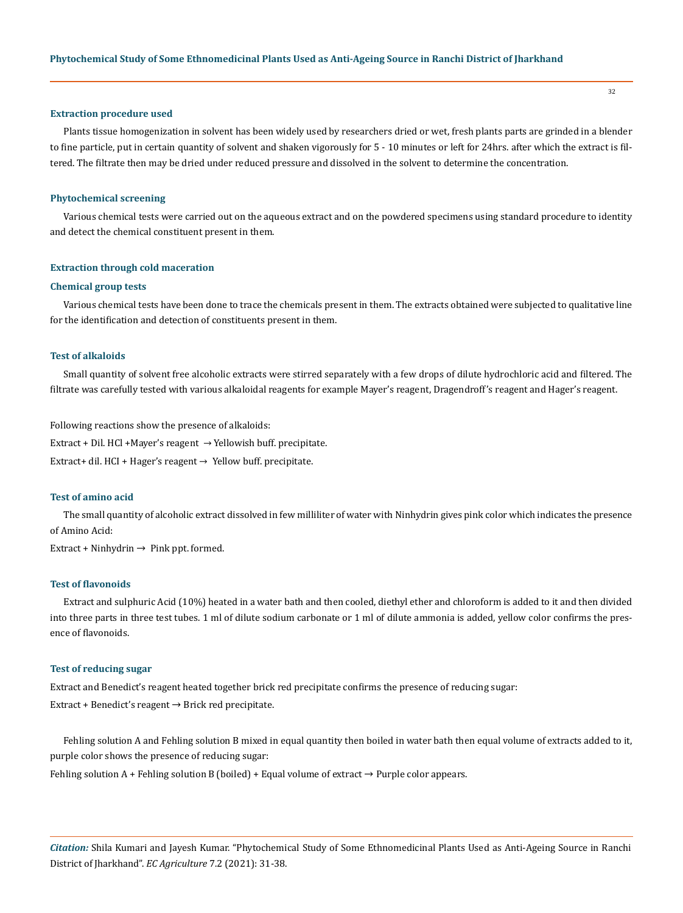### Extraction procedure used

Plants tissue homogenization in solvent has been widely used by researchers dried or wet, fresh plants parts are grinded in a blender to fine particle, put in certain quantity of solvent and shaken vigorously for 5 - 10 minutes or left for 24hrs. after which the extract is filtered. The filtrate then may be dried under reduced pressure and dissolved in the solvent to determine the concentration.

### Phytochemical screening

Various chemical tests were carried out on the aqueous extract and on the powdered specimens using standard procedure to identity and detect the chemical constituent present in them.

### Extraction through cold maceration

### Chemical group tests

Various chemical tests have been done to trace the chemicals present in them. The extracts obtained were subjected to qualitative line for the identification and detection of constituents present in them.

### Test of alkaloids

Small quantity of solvent free alcoholic extracts were stirred separately with a few drops of dilute hydrochloric acid and filtered. The filtrate was carefully tested with various alkaloidal reagents for example Mayer's reagent, Dragendroff's reagent and Hager's reagent.

Following reactions show the presence of alkaloids:

Extract + Dil. HCl +Mayer's reagent → Yellowish buff. precipitate.

Extract+ dil. HCI + Hager's reagent → Yellow buff. precipitate.

### Test of amino acid

The small quantity of alcoholic extract dissolved in few milliliter of water with Ninhydrin gives pink color which indicates the presence of Amino Acid:

Extract + Ninhydrin → Pink ppt. formed.

### Test of flavonoids

Extract and sulphuric Acid (10%) heated in a water bath and then cooled, diethyl ether and chloroform is added to it and then divided into three parts in three test tubes. 1 ml of dilute sodium carbonate or 1 ml of dilute ammonia is added, yellow color confirms the presence of flavonoids.

### Test of reducing sugar

Extract and Benedict's reagent heated together brick red precipitate confirms the presence of reducing sugar:

Extract + Benedict's reagent → Brick red precipitate.

Fehling solution A and Fehling solution B mixed in equal quantity then boiled in water bath then equal volume of extracts added to it, purple color shows the presence of reducing sugar:

Fehling solution A + Fehling solution B (boiled) + Equal volume of extract → Purple color appears.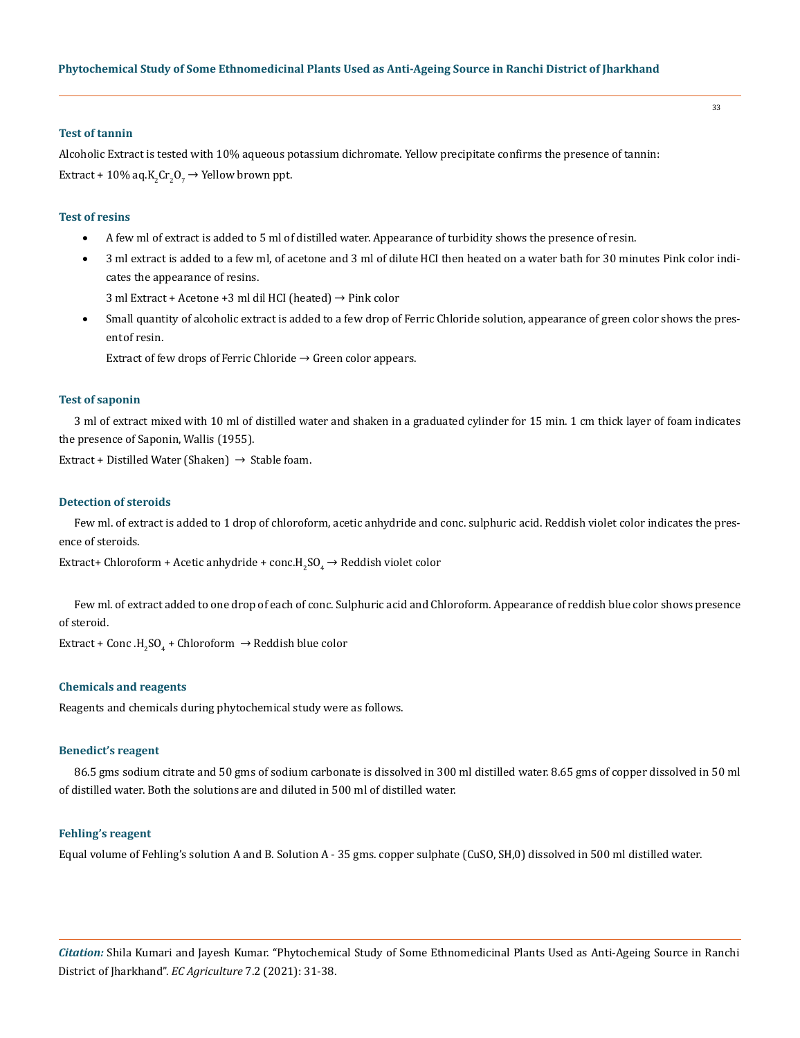### Test of tannin

Alcoholic Extract is tested with 10% aqueous potassium dichromate. Yellow precipitate confirms the presence of tannin:

Extract + 10% aq.$K_2Cr_2O_7$ → Yellow brown ppt.

### Test of resins

- A few ml of extract is added to 5 ml of distilled water. Appearance of turbidity shows the presence of resin.
- 3 ml extract is added to a few ml, of acetone and 3 ml of dilute HCI then heated on a water bath for 30 minutes Pink color indicates the appearance of resins.

  3 ml Extract + Acetone +3 ml dil HCI (heated) → Pink color
- Small quantity of alcoholic extract is added to a few drop of Ferric Chloride solution, appearance of green color shows the presentof resin.

  Extract of few drops of Ferric Chloride → Green color appears.

### Test of saponin

3 ml of extract mixed with 10 ml of distilled water and shaken in a graduated cylinder for 15 min. 1 cm thick layer of foam indicates the presence of Saponin, Wallis (1955).

Extract + Distilled Water (Shaken) → Stable foam.

### Detection of steroids

Few ml. of extract is added to 1 drop of chloroform, acetic anhydride and conc. sulphuric acid. Reddish violet color indicates the presence of steroids.

Extract+ Chloroform + Acetic anhydride + conc.$H_2SO_4$ → Reddish violet color

Few ml. of extract added to one drop of each of conc. Sulphuric acid and Chloroform. Appearance of reddish blue color shows presence of steroid.

Extract + Conc .$H_2SO_4$ + Chloroform → Reddish blue color

### Chemicals and reagents

Reagents and chemicals during phytochemical study were as follows.

### Benedict's reagent

86.5 gms sodium citrate and 50 gms of sodium carbonate is dissolved in 300 ml distilled water. 8.65 gms of copper dissolved in 50 ml of distilled water. Both the solutions are and diluted in 500 ml of distilled water.

### Fehling's reagent

Equal volume of Fehling's solution A and B. Solution A - 35 gms. copper sulphate (CuSO, SH,0) dissolved in 500 ml distilled water.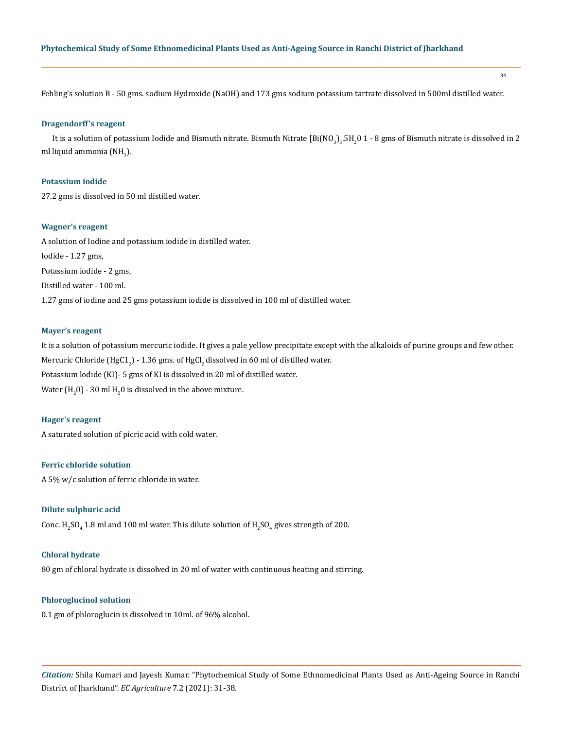Fehling's solution B - 50 gms. sodium Hydroxide (NaOH) and 173 gms sodium potassium tartrate dissolved in 500ml distilled water.

### Dragendorff's reagent

It is a solution of potassium Iodide and Bismuth nitrate. Bismuth Nitrate [Bi$(NO_3)_3$.5$H_2$0 1 - 8 gms of Bismuth nitrate is dissolved in 2 ml liquid ammonia ($NH_3$).

### Potassium iodide

27.2 gms is dissolved in 50 ml distilled water.

### Wagner's reagent

A solution of Iodine and potassium iodide in distilled water.

Iodide - 1.27 gms,

Potassium iodide - 2 gms,

Distilled water - 100 ml.

1.27 gms of iodine and 25 gms potassium iodide is dissolved in 100 ml of distilled water.

### Mayer's reagent

It is a solution of potassium mercuric iodide. It gives a pale yellow precipitate except with the alkaloids of purine groups and few other.

Mercuric Chloride ($HgC1_2$) - 1.36 gms. of $HgCl_2$ dissolved in 60 ml of distilled water.

Potassium lodide (KI)- 5 gms of KI is dissolved in 20 ml of distilled water.

Water ($H_20$) - 30 ml $H_20$ is dissolved in the above mixture.

### Hager's reagent

A saturated solution of picric acid with cold water.

### Ferric chloride solution

A 5% w/c solution of ferric chloride in water.

### Dilute sulphuric acid

Conc. $H_2SO_4$ 1.8 ml and 100 ml water. This dilute solution of $H_2SO_4$ gives strength of 200.

### Chloral hydrate

80 gm of chloral hydrate is dissolved in 20 ml of water with continuous heating and stirring.

### Phloroglucinol solution

0.1 gm of phloroglucin is dissolved in 10ml. of 96% alcohol.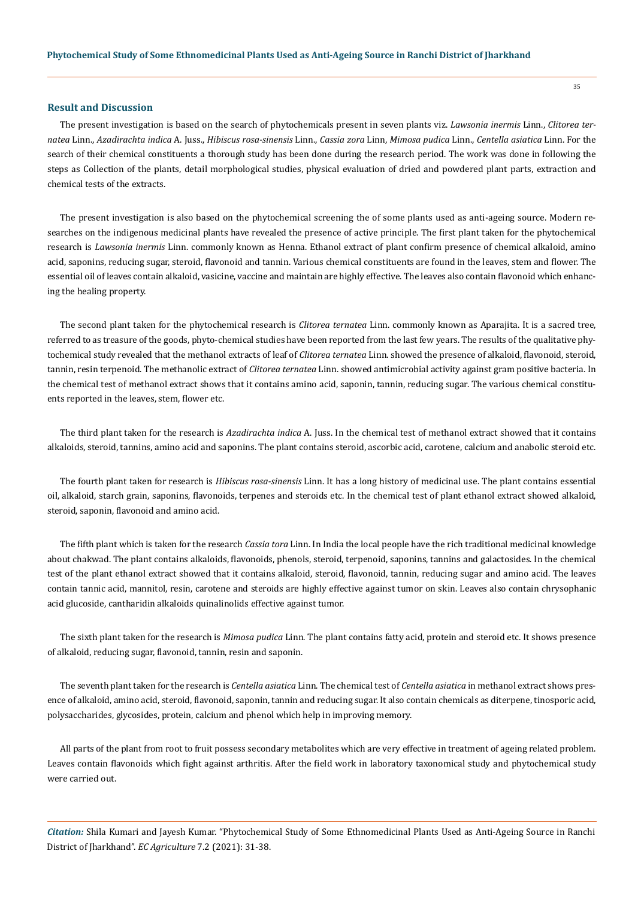## Result and Discussion

The present investigation is based on the search of phytochemicals present in seven plants viz. *Lawsonia inermis* Linn., *Clitorea ternatea* Linn., *Azadirachta indica* A. Juss., *Hibiscus rosa-sinensis* Linn., *Cassia zora* Linn, *Mimosa pudica* Linn., *Centella asiatica* Linn. For the search of their chemical constituents a thorough study has been done during the research period. The work was done in following the steps as Collection of the plants, detail morphological studies, physical evaluation of dried and powdered plant parts, extraction and chemical tests of the extracts.

The present investigation is also based on the phytochemical screening the of some plants used as anti-ageing source. Modern researches on the indigenous medicinal plants have revealed the presence of active principle. The first plant taken for the phytochemical research is *Lawsonia inermis* Linn. commonly known as Henna. Ethanol extract of plant confirm presence of chemical alkaloid, amino acid, saponins, reducing sugar, steroid, flavonoid and tannin. Various chemical constituents are found in the leaves, stem and flower. The essential oil of leaves contain alkaloid, vasicine, vaccine and maintain are highly effective. The leaves also contain flavonoid which enhancing the healing property.

The second plant taken for the phytochemical research is *Clitorea ternatea* Linn. commonly known as Aparajita. It is a sacred tree, referred to as treasure of the goods, phyto-chemical studies have been reported from the last few years. The results of the qualitative phytochemical study revealed that the methanol extracts of leaf of *Clitorea ternatea* Linn. showed the presence of alkaloid, flavonoid, steroid, tannin, resin terpenoid. The methanolic extract of *Clitorea ternatea* Linn. showed antimicrobial activity against gram positive bacteria. In the chemical test of methanol extract shows that it contains amino acid, saponin, tannin, reducing sugar. The various chemical constituents reported in the leaves, stem, flower etc.

The third plant taken for the research is *Azadirachta indica* A. Juss. In the chemical test of methanol extract showed that it contains alkaloids, steroid, tannins, amino acid and saponins. The plant contains steroid, ascorbic acid, carotene, calcium and anabolic steroid etc.

The fourth plant taken for research is *Hibiscus rosa-sinensis* Linn. It has a long history of medicinal use. The plant contains essential oil, alkaloid, starch grain, saponins, flavonoids, terpenes and steroids etc. In the chemical test of plant ethanol extract showed alkaloid, steroid, saponin, flavonoid and amino acid.

The fifth plant which is taken for the research *Cassia tora* Linn. In India the local people have the rich traditional medicinal knowledge about chakwad. The plant contains alkaloids, flavonoids, phenols, steroid, terpenoid, saponins, tannins and galactosides. In the chemical test of the plant ethanol extract showed that it contains alkaloid, steroid, flavonoid, tannin, reducing sugar and amino acid. The leaves contain tannic acid, mannitol, resin, carotene and steroids are highly effective against tumor on skin. Leaves also contain chrysophanic acid glucoside, cantharidin alkaloids quinalinolids effective against tumor.

The sixth plant taken for the research is *Mimosa pudica* Linn. The plant contains fatty acid, protein and steroid etc. It shows presence of alkaloid, reducing sugar, flavonoid, tannin, resin and saponin.

The seventh plant taken for the research is *Centella asiatica* Linn. The chemical test of *Centella asiatica* in methanol extract shows presence of alkaloid, amino acid, steroid, flavonoid, saponin, tannin and reducing sugar. It also contain chemicals as diterpene, tinosporic acid, polysaccharides, glycosides, protein, calcium and phenol which help in improving memory.

All parts of the plant from root to fruit possess secondary metabolites which are very effective in treatment of ageing related problem. Leaves contain flavonoids which fight against arthritis. After the field work in laboratory taxonomical study and phytochemical study were carried out.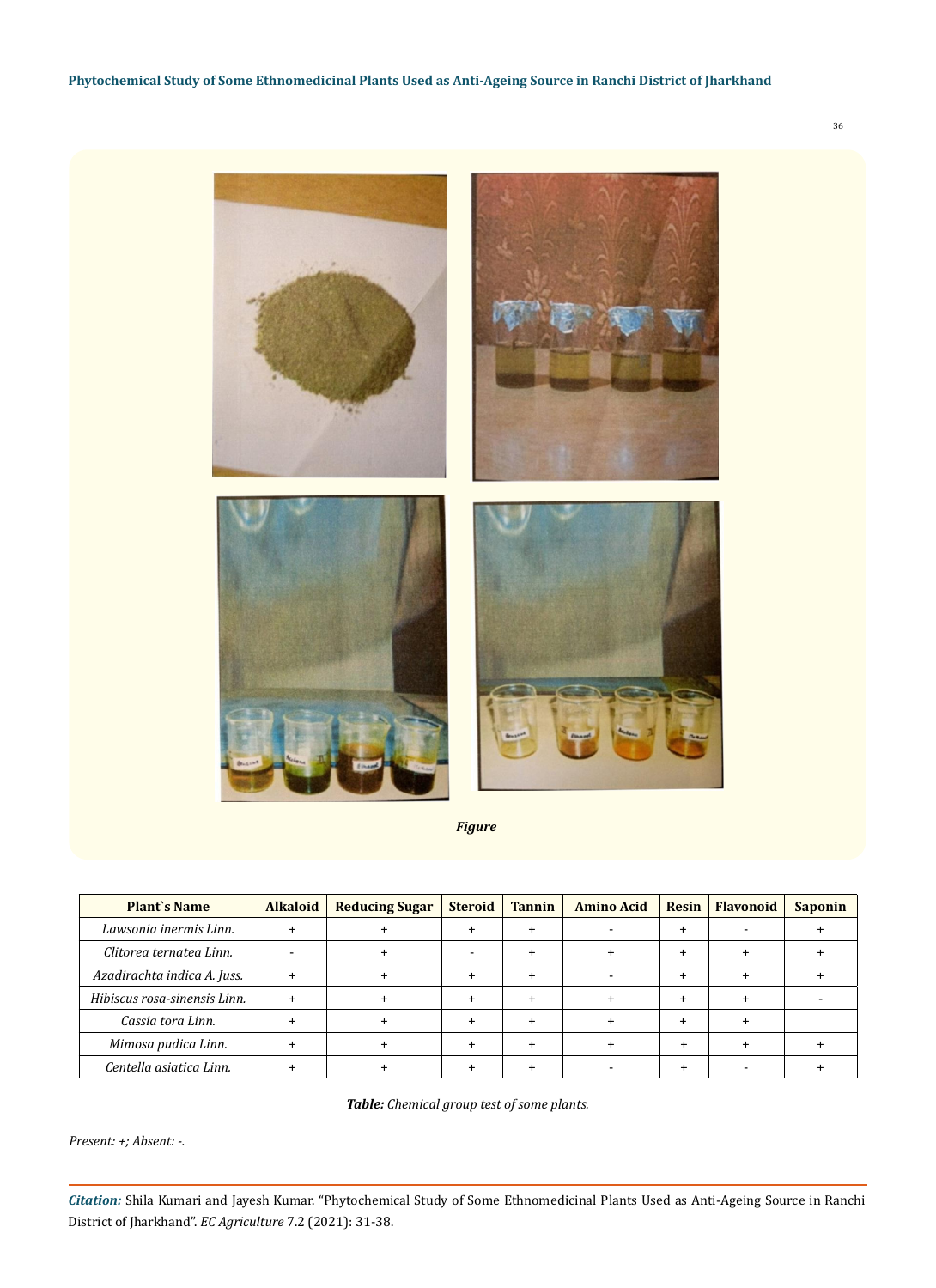*Figure*

| Plant`s Name | Alkaloid | Reducing Sugar | Steroid | Tannin | Amino Acid | Resin | Flavonoid | Saponin |
|---|---|---|---|---|---|---|---|---|
| *Lawsonia inermis Linn.* | + | + | + | + | - | + | - | + |
| *Clitorea ternatea Linn.* | - | + | - | + | + | + | + | + |
| *Azadirachta indica A. Juss.* | + | + | + | + | - | + | + | + |
| *Hibiscus rosa-sinensis Linn.* | + | + | + | + | + | + | + | - |
| *Cassia tora Linn.* | + | + | + | + | + | + | + | |
| *Mimosa pudica Linn.* | + | + | + | + | + | + | + | + |
| *Centella asiatica Linn.* | + | + | + | + | - | + | - | + |

***Table:** Chemical group test of some plants.*

*Present: +; Absent: -.*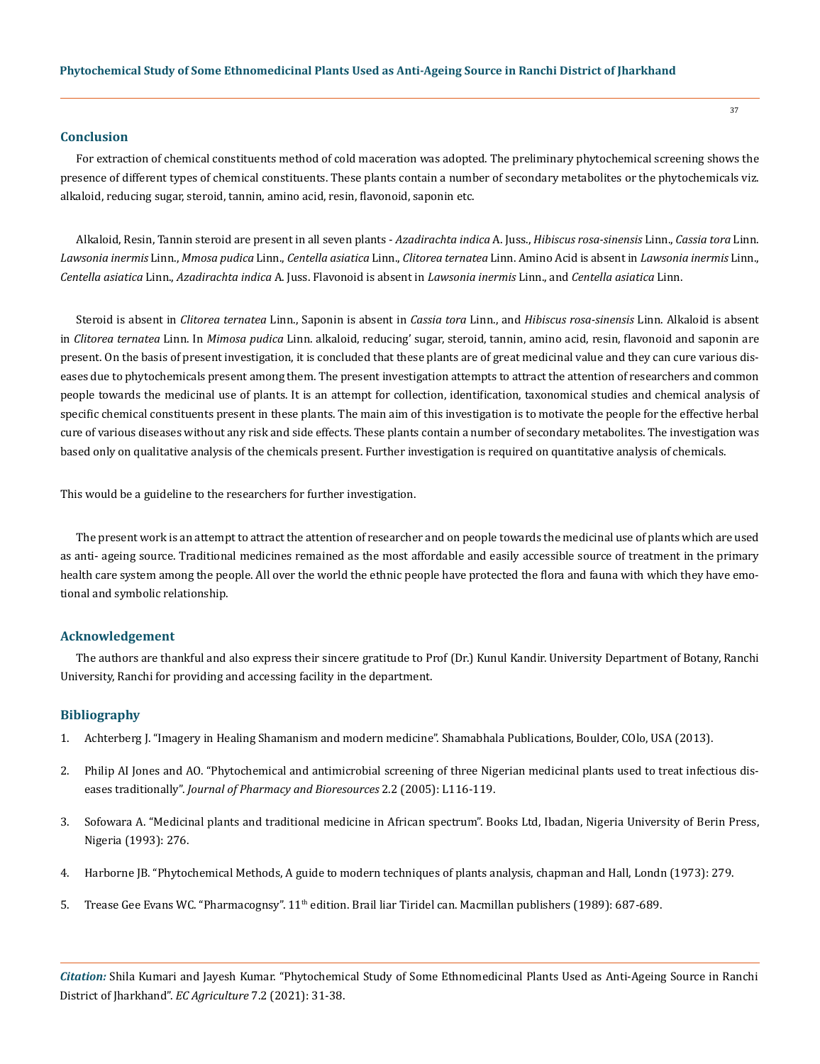## Conclusion

For extraction of chemical constituents method of cold maceration was adopted. The preliminary phytochemical screening shows the presence of different types of chemical constituents. These plants contain a number of secondary metabolites or the phytochemicals viz. alkaloid, reducing sugar, steroid, tannin, amino acid, resin, flavonoid, saponin etc.

Alkaloid, Resin, Tannin steroid are present in all seven plants - *Azadirachta indica* A. Juss., *Hibiscus rosa-sinensis* Linn., *Cassia tora* Linn. *Lawsonia inermis* Linn., *Mmosa pudica* Linn., *Centella asiatica* Linn., *Clitorea ternatea* Linn. Amino Acid is absent in *Lawsonia inermis* Linn., *Centella asiatica* Linn., *Azadirachta indica* A. Juss. Flavonoid is absent in *Lawsonia inermis* Linn., and *Centella asiatica* Linn.

Steroid is absent in *Clitorea ternatea* Linn., Saponin is absent in *Cassia tora* Linn., and *Hibiscus rosa-sinensis* Linn. Alkaloid is absent in *Clitorea ternatea* Linn. In *Mimosa pudica* Linn. alkaloid, reducing' sugar, steroid, tannin, amino acid, resin, flavonoid and saponin are present. On the basis of present investigation, it is concluded that these plants are of great medicinal value and they can cure various diseases due to phytochemicals present among them. The present investigation attempts to attract the attention of researchers and common people towards the medicinal use of plants. It is an attempt for collection, identification, taxonomical studies and chemical analysis of specific chemical constituents present in these plants. The main aim of this investigation is to motivate the people for the effective herbal cure of various diseases without any risk and side effects. These plants contain a number of secondary metabolites. The investigation was based only on qualitative analysis of the chemicals present. Further investigation is required on quantitative analysis of chemicals.

This would be a guideline to the researchers for further investigation.

The present work is an attempt to attract the attention of researcher and on people towards the medicinal use of plants which are used as anti- ageing source. Traditional medicines remained as the most affordable and easily accessible source of treatment in the primary health care system among the people. All over the world the ethnic people have protected the flora and fauna with which they have emotional and symbolic relationship.

## Acknowledgement

The authors are thankful and also express their sincere gratitude to Prof (Dr.) Kunul Kandir. University Department of Botany, Ranchi University, Ranchi for providing and accessing facility in the department.

## Bibliography

1. Achterberg J. "Imagery in Healing Shamanism and modern medicine". Shamabhala Publications, Boulder, COlo, USA (2013).
2. Philip AI Jones and AO. "Phytochemical and antimicrobial screening of three Nigerian medicinal plants used to treat infectious diseases traditionally". *Journal of Pharmacy and Bioresources* 2.2 (2005): L116-119.
3. Sofowara A. "Medicinal plants and traditional medicine in African spectrum". Books Ltd, Ibadan, Nigeria University of Berin Press, Nigeria (1993): 276.
4. Harborne JB. "Phytochemical Methods, A guide to modern techniques of plants analysis, chapman and Hall, Londn (1973): 279.
5. Trease Gee Evans WC. "Pharmacognsy". 11th edition. Brail liar Tiridel can. Macmillan publishers (1989): 687-689.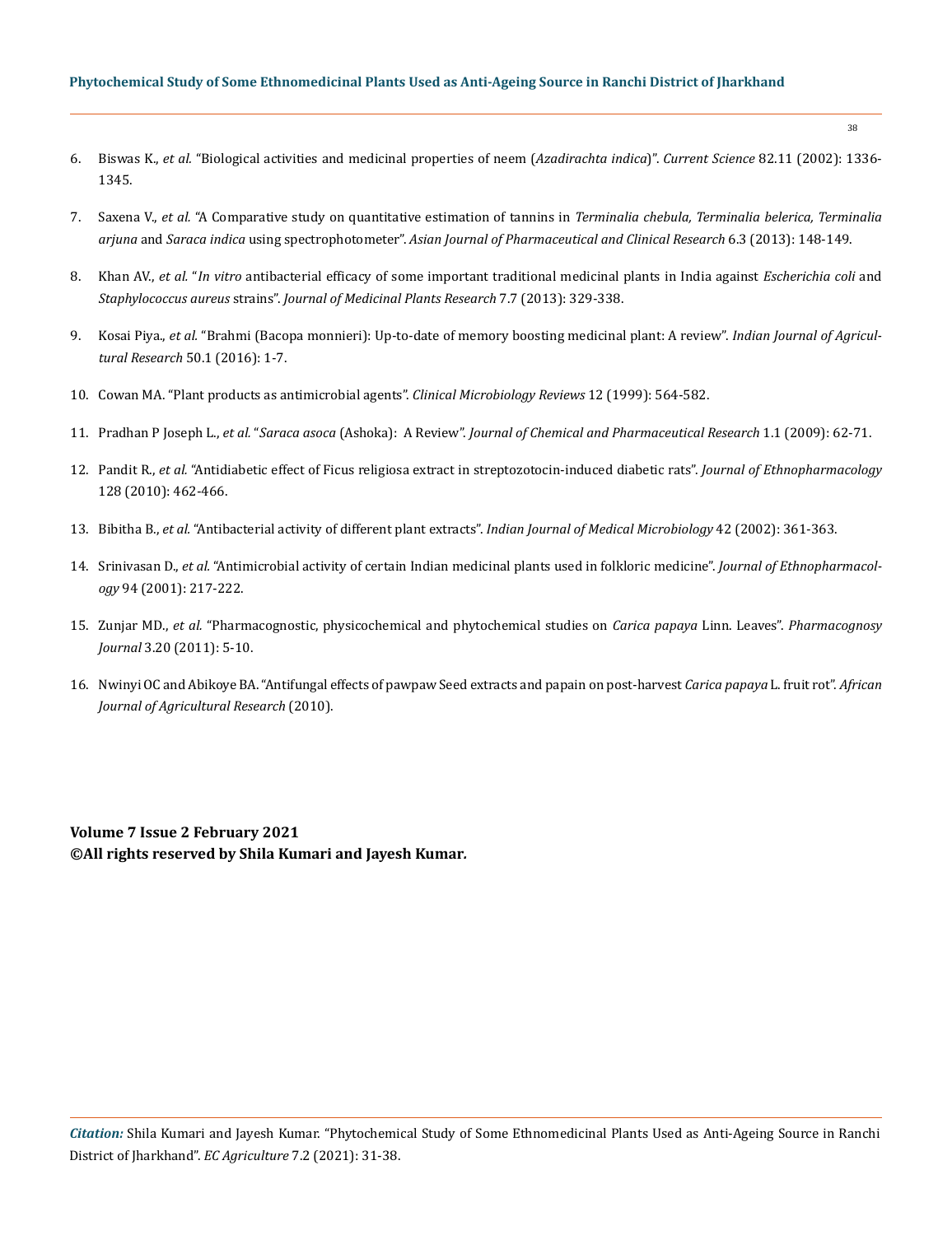6. Biswas K., *et al.* "Biological activities and medicinal properties of neem (*Azadirachta indica*)". *Current Science* 82.11 (2002): 1336-1345.

7. Saxena V., *et al.* "A Comparative study on quantitative estimation of tannins in *Terminalia chebula, Terminalia belerica, Terminalia arjuna* and *Saraca indica* using spectrophotometer". *Asian Journal of Pharmaceutical and Clinical Research* 6.3 (2013): 148-149.

8. Khan AV., *et al.* "*In vitro* antibacterial efficacy of some important traditional medicinal plants in India against *Escherichia coli* and *Staphylococcus aureus* strains". *Journal of Medicinal Plants Research* 7.7 (2013): 329-338.

9. Kosai Piya., *et al.* "Brahmi (Bacopa monnieri): Up-to-date of memory boosting medicinal plant: A review". *Indian Journal of Agricultural Research* 50.1 (2016): 1-7.

10. Cowan MA. "Plant products as antimicrobial agents". *Clinical Microbiology Reviews* 12 (1999): 564-582.

11. Pradhan P Joseph L., *et al.* "*Saraca asoca* (Ashoka): A Review". *Journal of Chemical and Pharmaceutical Research* 1.1 (2009): 62-71.

12. Pandit R., *et al.* "Antidiabetic effect of Ficus religiosa extract in streptozotocin-induced diabetic rats". *Journal of Ethnopharmacology* 128 (2010): 462-466.

13. Bibitha B., *et al.* "Antibacterial activity of different plant extracts". *Indian Journal of Medical Microbiology* 42 (2002): 361-363.

14. Srinivasan D., *et al.* "Antimicrobial activity of certain Indian medicinal plants used in folkloric medicine". *Journal of Ethnopharmacology* 94 (2001): 217-222.

15. Zunjar MD., *et al.* "Pharmacognostic, physicochemical and phytochemical studies on *Carica papaya* Linn. Leaves". *Pharmacognosy Journal* 3.20 (2011): 5-10.

16. Nwinyi OC and Abikoye BA. "Antifungal effects of pawpaw Seed extracts and papain on post-harvest *Carica papaya* L. fruit rot". *African Journal of Agricultural Research* (2010).

**Volume 7 Issue 2 February 2021**
**©All rights reserved by Shila Kumari and Jayesh Kumar.**